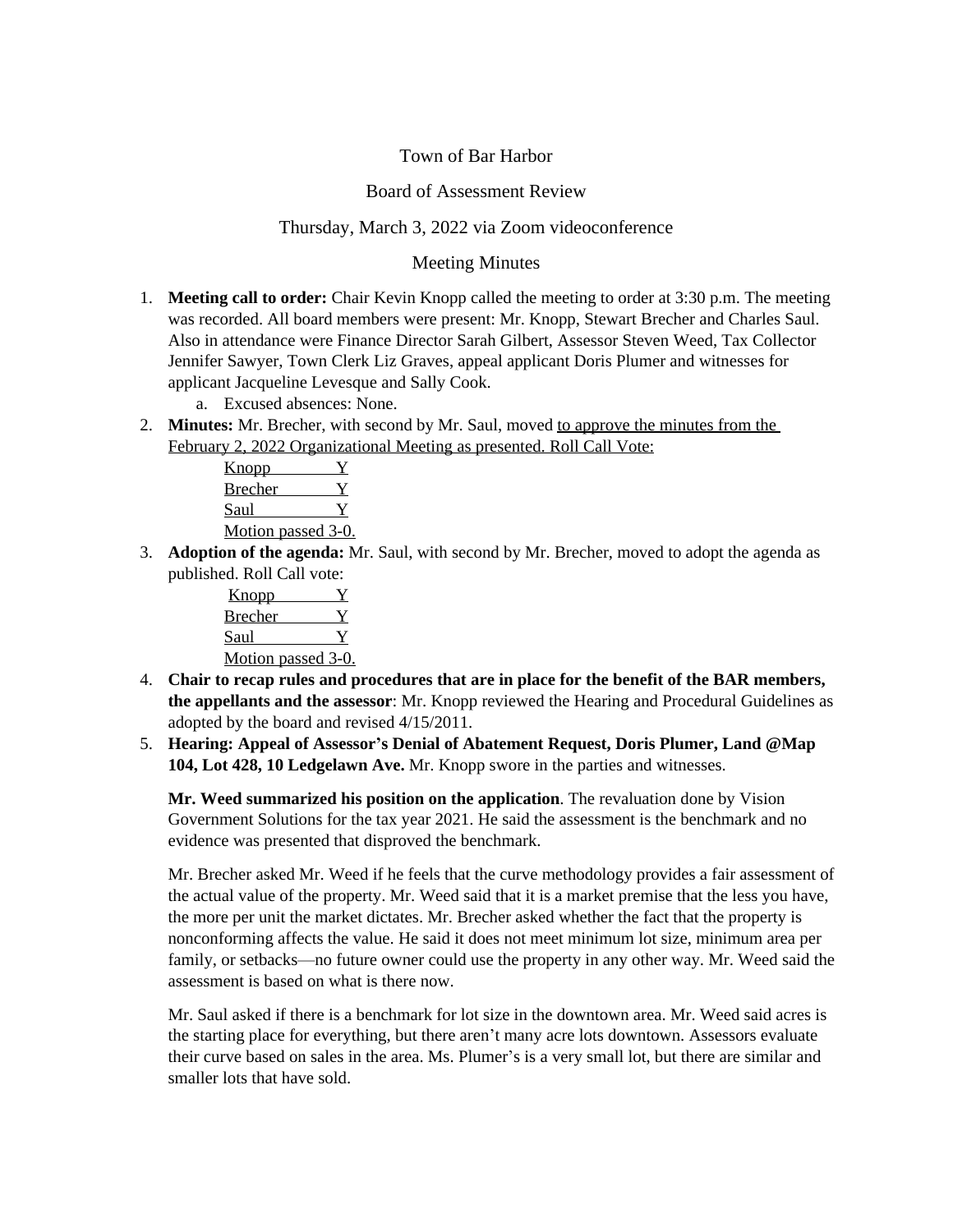# Town of Bar Harbor

## Board of Assessment Review

### Thursday, March 3, 2022 via Zoom videoconference

### Meeting Minutes

1. **Meeting call to order:** Chair Kevin Knopp called the meeting to order at 3:30 p.m. The meeting was recorded. All board members were present: Mr. Knopp, Stewart Brecher and Charles Saul. Also in attendance were Finance Director Sarah Gilbert, Assessor Steven Weed, Tax Collector Jennifer Sawyer, Town Clerk Liz Graves, appeal applicant Doris Plumer and witnesses for applicant Jacqueline Levesque and Sally Cook.
   a. Excused absences: None.
2. **Minutes:** Mr. Brecher, with second by Mr. Saul, moved to approve the minutes from the February 2, 2022 Organizational Meeting as presented. Roll Call Vote:

   Knopp Y
   Brecher Y
   Saul Y
   Motion passed 3-0.
3. **Adoption of the agenda:** Mr. Saul, with second by Mr. Brecher, moved to adopt the agenda as published. Roll Call vote:

   Knopp Y
   Brecher Y
   Saul Y
   Motion passed 3-0.
4. **Chair to recap rules and procedures that are in place for the benefit of the BAR members, the appellants and the assessor**: Mr. Knopp reviewed the Hearing and Procedural Guidelines as adopted by the board and revised 4/15/2011.
5. **Hearing: Appeal of Assessor's Denial of Abatement Request, Doris Plumer, Land @Map 104, Lot 428, 10 Ledgelawn Ave.** Mr. Knopp swore in the parties and witnesses.

   **Mr. Weed summarized his position on the application**. The revaluation done by Vision Government Solutions for the tax year 2021. He said the assessment is the benchmark and no evidence was presented that disproved the benchmark.

   Mr. Brecher asked Mr. Weed if he feels that the curve methodology provides a fair assessment of the actual value of the property. Mr. Weed said that it is a market premise that the less you have, the more per unit the market dictates. Mr. Brecher asked whether the fact that the property is nonconforming affects the value. He said it does not meet minimum lot size, minimum area per family, or setbacks—no future owner could use the property in any other way. Mr. Weed said the assessment is based on what is there now.

   Mr. Saul asked if there is a benchmark for lot size in the downtown area. Mr. Weed said acres is the starting place for everything, but there aren't many acre lots downtown. Assessors evaluate their curve based on sales in the area. Ms. Plumer's is a very small lot, but there are similar and smaller lots that have sold.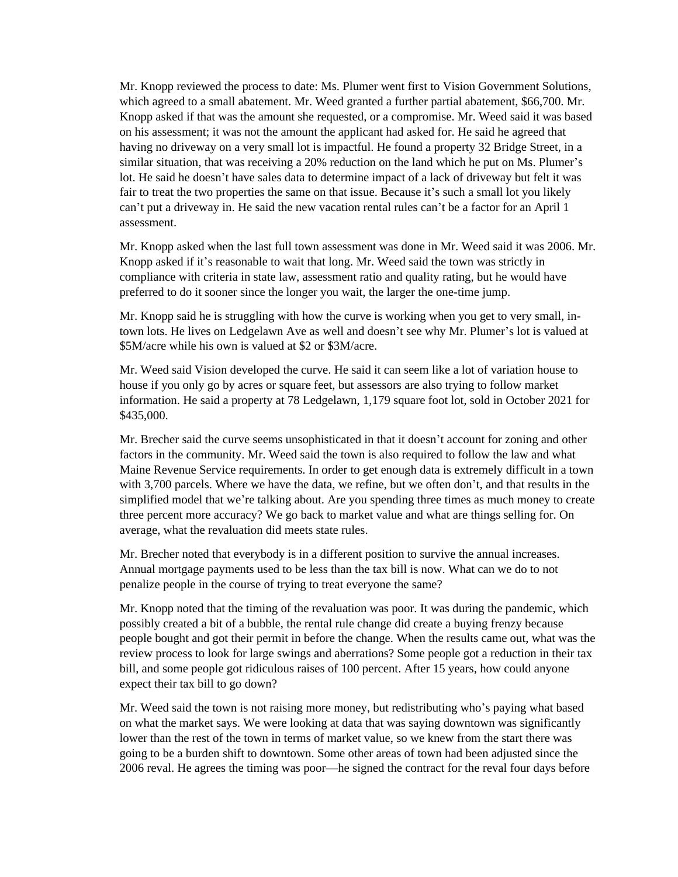Mr. Knopp reviewed the process to date: Ms. Plumer went first to Vision Government Solutions, which agreed to a small abatement. Mr. Weed granted a further partial abatement, $66,700. Mr. Knopp asked if that was the amount she requested, or a compromise. Mr. Weed said it was based on his assessment; it was not the amount the applicant had asked for. He said he agreed that having no driveway on a very small lot is impactful. He found a property 32 Bridge Street, in a similar situation, that was receiving a 20% reduction on the land which he put on Ms. Plumer's lot. He said he doesn't have sales data to determine impact of a lack of driveway but felt it was fair to treat the two properties the same on that issue. Because it's such a small lot you likely can't put a driveway in. He said the new vacation rental rules can't be a factor for an April 1 assessment.

Mr. Knopp asked when the last full town assessment was done in Mr. Weed said it was 2006. Mr. Knopp asked if it's reasonable to wait that long. Mr. Weed said the town was strictly in compliance with criteria in state law, assessment ratio and quality rating, but he would have preferred to do it sooner since the longer you wait, the larger the one-time jump.

Mr. Knopp said he is struggling with how the curve is working when you get to very small, in-town lots. He lives on Ledgelawn Ave as well and doesn't see why Mr. Plumer's lot is valued at $5M/acre while his own is valued at $2 or $3M/acre.

Mr. Weed said Vision developed the curve. He said it can seem like a lot of variation house to house if you only go by acres or square feet, but assessors are also trying to follow market information. He said a property at 78 Ledgelawn, 1,179 square foot lot, sold in October 2021 for $435,000.

Mr. Brecher said the curve seems unsophisticated in that it doesn't account for zoning and other factors in the community. Mr. Weed said the town is also required to follow the law and what Maine Revenue Service requirements. In order to get enough data is extremely difficult in a town with 3,700 parcels. Where we have the data, we refine, but we often don't, and that results in the simplified model that we're talking about. Are you spending three times as much money to create three percent more accuracy? We go back to market value and what are things selling for. On average, what the revaluation did meets state rules.

Mr. Brecher noted that everybody is in a different position to survive the annual increases. Annual mortgage payments used to be less than the tax bill is now. What can we do to not penalize people in the course of trying to treat everyone the same?

Mr. Knopp noted that the timing of the revaluation was poor. It was during the pandemic, which possibly created a bit of a bubble, the rental rule change did create a buying frenzy because people bought and got their permit in before the change. When the results came out, what was the review process to look for large swings and aberrations? Some people got a reduction in their tax bill, and some people got ridiculous raises of 100 percent. After 15 years, how could anyone expect their tax bill to go down?

Mr. Weed said the town is not raising more money, but redistributing who's paying what based on what the market says. We were looking at data that was saying downtown was significantly lower than the rest of the town in terms of market value, so we knew from the start there was going to be a burden shift to downtown. Some other areas of town had been adjusted since the 2006 reval. He agrees the timing was poor—he signed the contract for the reval four days before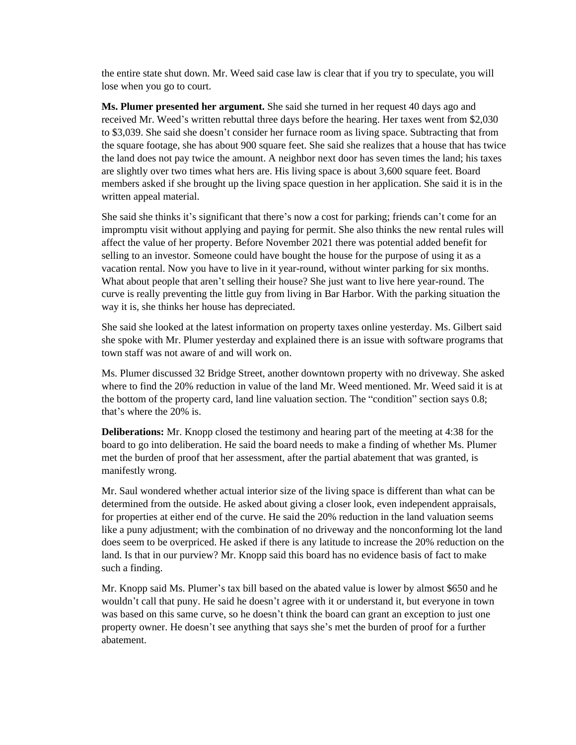the entire state shut down. Mr. Weed said case law is clear that if you try to speculate, you will lose when you go to court.

**Ms. Plumer presented her argument.** She said she turned in her request 40 days ago and received Mr. Weed's written rebuttal three days before the hearing. Her taxes went from $2,030 to $3,039. She said she doesn't consider her furnace room as living space. Subtracting that from the square footage, she has about 900 square feet. She said she realizes that a house that has twice the land does not pay twice the amount. A neighbor next door has seven times the land; his taxes are slightly over two times what hers are. His living space is about 3,600 square feet. Board members asked if she brought up the living space question in her application. She said it is in the written appeal material.

She said she thinks it's significant that there's now a cost for parking; friends can't come for an impromptu visit without applying and paying for permit. She also thinks the new rental rules will affect the value of her property. Before November 2021 there was potential added benefit for selling to an investor. Someone could have bought the house for the purpose of using it as a vacation rental. Now you have to live in it year-round, without winter parking for six months. What about people that aren't selling their house? She just want to live here year-round. The curve is really preventing the little guy from living in Bar Harbor. With the parking situation the way it is, she thinks her house has depreciated.

She said she looked at the latest information on property taxes online yesterday. Ms. Gilbert said she spoke with Mr. Plumer yesterday and explained there is an issue with software programs that town staff was not aware of and will work on.

Ms. Plumer discussed 32 Bridge Street, another downtown property with no driveway. She asked where to find the 20% reduction in value of the land Mr. Weed mentioned. Mr. Weed said it is at the bottom of the property card, land line valuation section. The "condition" section says 0.8; that's where the 20% is.

**Deliberations:** Mr. Knopp closed the testimony and hearing part of the meeting at 4:38 for the board to go into deliberation. He said the board needs to make a finding of whether Ms. Plumer met the burden of proof that her assessment, after the partial abatement that was granted, is manifestly wrong.

Mr. Saul wondered whether actual interior size of the living space is different than what can be determined from the outside. He asked about giving a closer look, even independent appraisals, for properties at either end of the curve. He said the 20% reduction in the land valuation seems like a puny adjustment; with the combination of no driveway and the nonconforming lot the land does seem to be overpriced. He asked if there is any latitude to increase the 20% reduction on the land. Is that in our purview? Mr. Knopp said this board has no evidence basis of fact to make such a finding.

Mr. Knopp said Ms. Plumer's tax bill based on the abated value is lower by almost $650 and he wouldn't call that puny. He said he doesn't agree with it or understand it, but everyone in town was based on this same curve, so he doesn't think the board can grant an exception to just one property owner. He doesn't see anything that says she's met the burden of proof for a further abatement.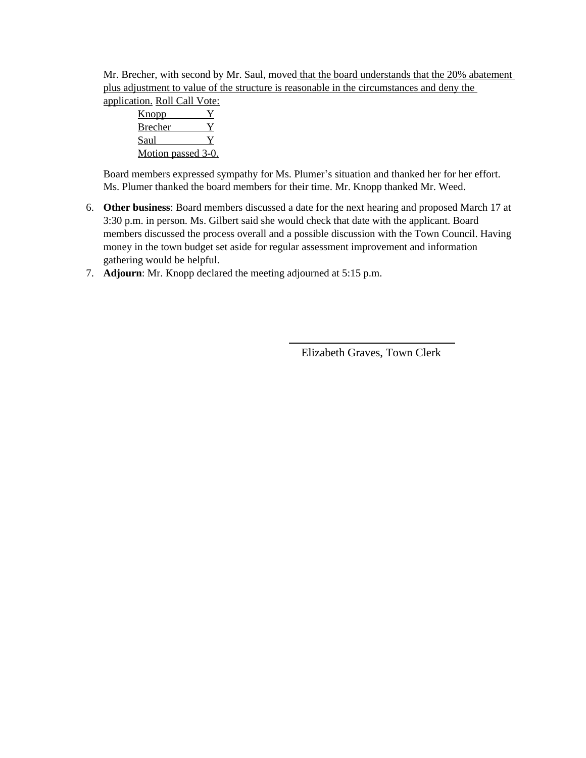Mr. Brecher, with second by Mr. Saul, moved that the board understands that the 20% abatement plus adjustment to value of the structure is reasonable in the circumstances and deny the application. Roll Call Vote:

| | |
|---|---|
| Knopp | Y |
| Brecher | Y |
| Saul | Y |

Motion passed 3-0.

Board members expressed sympathy for Ms. Plumer's situation and thanked her for her effort. Ms. Plumer thanked the board members for their time. Mr. Knopp thanked Mr. Weed.

6. **Other business**: Board members discussed a date for the next hearing and proposed March 17 at 3:30 p.m. in person. Ms. Gilbert said she would check that date with the applicant. Board members discussed the process overall and a possible discussion with the Town Council. Having money in the town budget set aside for regular assessment improvement and information gathering would be helpful.
7. **Adjourn**: Mr. Knopp declared the meeting adjourned at 5:15 p.m.

Elizabeth Graves, Town Clerk